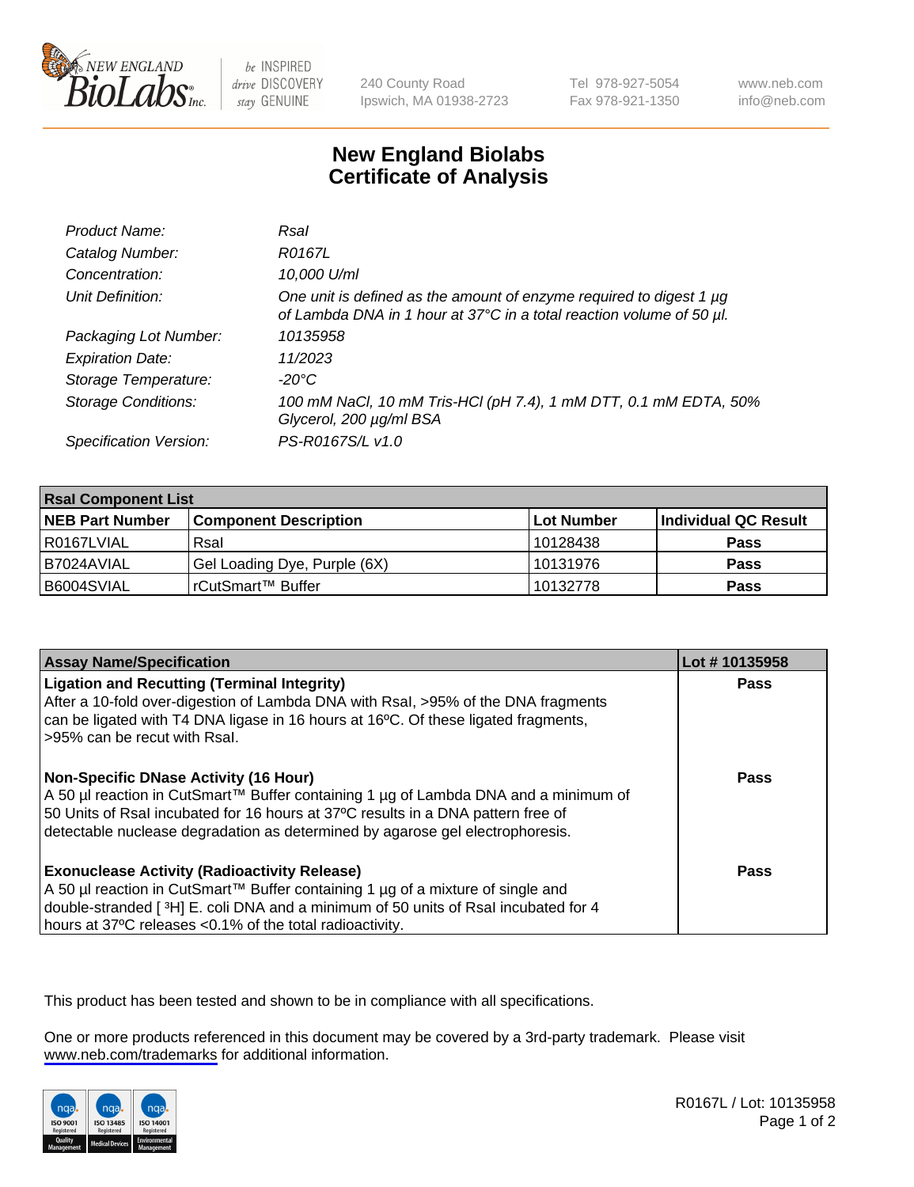# New England Biolabs Certificate of Analysis

| | |
|---|---|
| *Product Name:* | *RsaI* |
| *Catalog Number:* | *R0167L* |
| *Concentration:* | *10,000 U/ml* |
| *Unit Definition:* | *One unit is defined as the amount of enzyme required to digest 1 µg of Lambda DNA in 1 hour at 37°C in a total reaction volume of 50 µl.* |
| *Packaging Lot Number:* | *10135958* |
| *Expiration Date:* | *11/2023* |
| *Storage Temperature:* | *-20°C* |
| *Storage Conditions:* | *100 mM NaCl, 10 mM Tris-HCl (pH 7.4), 1 mM DTT, 0.1 mM EDTA, 50% Glycerol, 200 µg/ml BSA* |
| *Specification Version:* | *PS-R0167S/L v1.0* |

| RsaI Component List | | | |
|---|---|---|---|
| **NEB Part Number** | **Component Description** | **Lot Number** | **Individual QC Result** |
| R0167LVIAL | RsaI | 10128438 | **Pass** |
| B7024AVIAL | Gel Loading Dye, Purple (6X) | 10131976 | **Pass** |
| B6004SVIAL | rCutSmart™ Buffer | 10132778 | **Pass** |

| Assay Name/Specification | Lot # 10135958 |
|---|---|
| **Ligation and Recutting (Terminal Integrity)** After a 10-fold over-digestion of Lambda DNA with RsaI, >95% of the DNA fragments can be ligated with T4 DNA ligase in 16 hours at 16ºC. Of these ligated fragments, >95% can be recut with RsaI. | **Pass** |
| **Non-Specific DNase Activity (16 Hour)** A 50 µl reaction in CutSmart™ Buffer containing 1 µg of Lambda DNA and a minimum of 50 Units of RsaI incubated for 16 hours at 37ºC results in a DNA pattern free of detectable nuclease degradation as determined by agarose gel electrophoresis. | **Pass** |
| **Exonuclease Activity (Radioactivity Release)** A 50 µl reaction in CutSmart™ Buffer containing 1 µg of a mixture of single and double-stranded [ $^{3}$H] E. coli DNA and a minimum of 50 units of RsaI incubated for 4 hours at 37ºC releases <0.1% of the total radioactivity. | **Pass** |

This product has been tested and shown to be in compliance with all specifications.

One or more products referenced in this document may be covered by a 3rd-party trademark. Please visit www.neb.com/trademarks for additional information.

R0167L / Lot: 10135958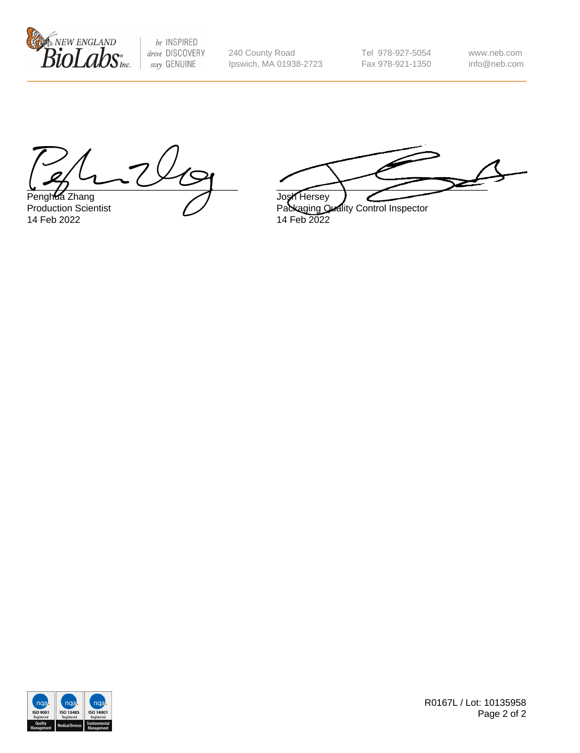240 County Road
Ipswich, MA 01938-2723

Tel 978-927-5054
Fax 978-921-1350

www.neb.com
info@neb.com

Penghua Zhang
Production Scientist
14 Feb 2022

Josh Hersey
Packaging Quality Control Inspector
14 Feb 2022

R0167L / Lot: 10135958